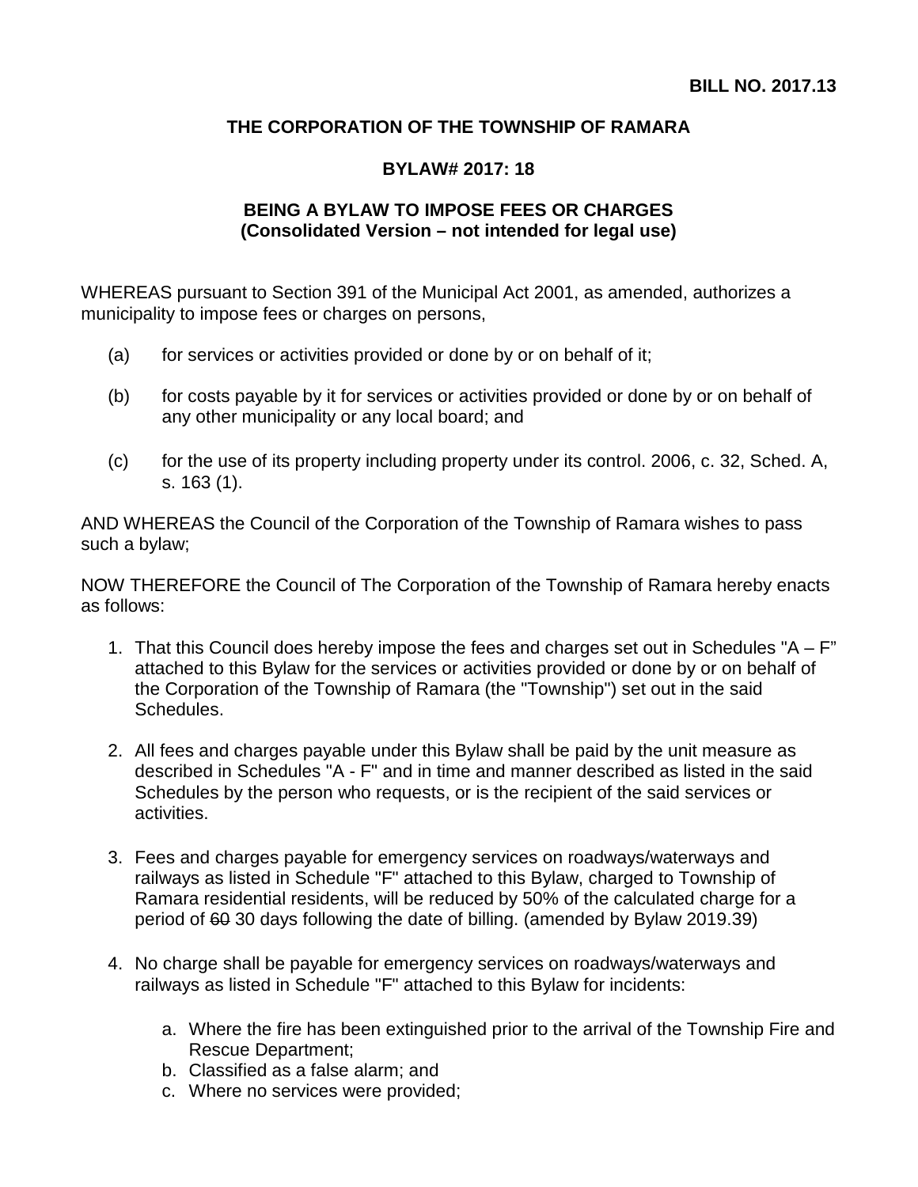**BILL NO. 2017.13**

# THE CORPORATION OF THE TOWNSHIP OF RAMARA

## BYLAW# 2017: 18

## BEING A BYLAW TO IMPOSE FEES OR CHARGES
**(Consolidated Version – not intended for legal use)**

WHEREAS pursuant to Section 391 of the Municipal Act 2001, as amended, authorizes a municipality to impose fees or charges on persons,

(a) for services or activities provided or done by or on behalf of it;

(b) for costs payable by it for services or activities provided or done by or on behalf of any other municipality or any local board; and

(c) for the use of its property including property under its control. 2006, c. 32, Sched. A, s. 163 (1).

AND WHEREAS the Council of the Corporation of the Township of Ramara wishes to pass such a bylaw;

NOW THEREFORE the Council of The Corporation of the Township of Ramara hereby enacts as follows:

1. That this Council does hereby impose the fees and charges set out in Schedules "A – F" attached to this Bylaw for the services or activities provided or done by or on behalf of the Corporation of the Township of Ramara (the "Township") set out in the said Schedules.

2. All fees and charges payable under this Bylaw shall be paid by the unit measure as described in Schedules "A - F" and in time and manner described as listed in the said Schedules by the person who requests, or is the recipient of the said services or activities.

3. Fees and charges payable for emergency services on roadways/waterways and railways as listed in Schedule "F" attached to this Bylaw, charged to Township of Ramara residential residents, will be reduced by 50% of the calculated charge for a period of ~~60~~ 30 days following the date of billing. (amended by Bylaw 2019.39)

4. No charge shall be payable for emergency services on roadways/waterways and railways as listed in Schedule "F" attached to this Bylaw for incidents:

   a. Where the fire has been extinguished prior to the arrival of the Township Fire and Rescue Department;
   b. Classified as a false alarm; and
   c. Where no services were provided;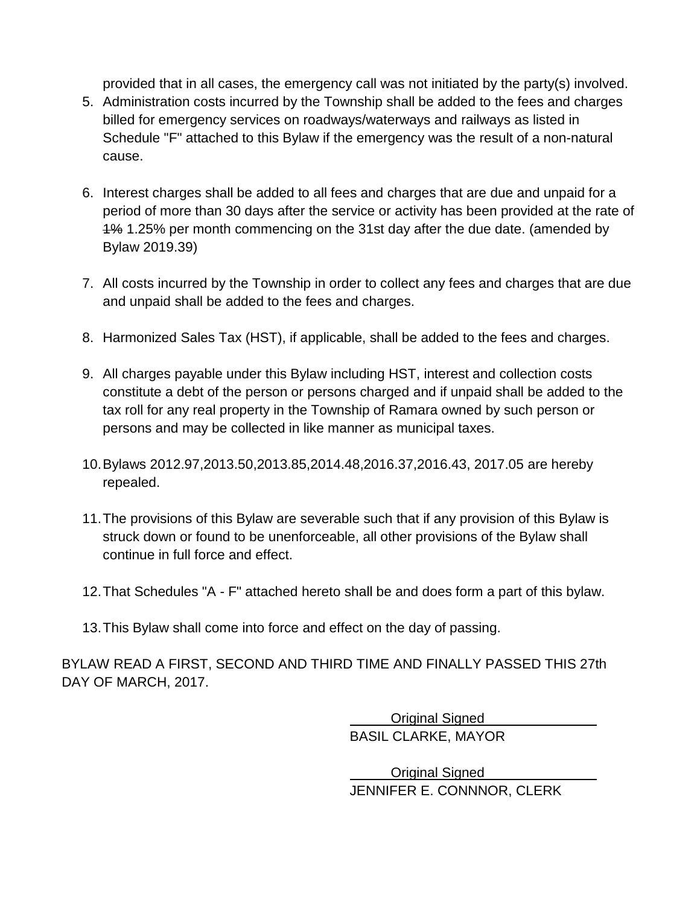provided that in all cases, the emergency call was not initiated by the party(s) involved.

5. Administration costs incurred by the Township shall be added to the fees and charges billed for emergency services on roadways/waterways and railways as listed in Schedule "F" attached to this Bylaw if the emergency was the result of a non-natural cause.

6. Interest charges shall be added to all fees and charges that are due and unpaid for a period of more than 30 days after the service or activity has been provided at the rate of ~~1%~~ 1.25% per month commencing on the 31st day after the due date. (amended by Bylaw 2019.39)

7. All costs incurred by the Township in order to collect any fees and charges that are due and unpaid shall be added to the fees and charges.

8. Harmonized Sales Tax (HST), if applicable, shall be added to the fees and charges.

9. All charges payable under this Bylaw including HST, interest and collection costs constitute a debt of the person or persons charged and if unpaid shall be added to the tax roll for any real property in the Township of Ramara owned by such person or persons and may be collected in like manner as municipal taxes.

10. Bylaws 2012.97,2013.50,2013.85,2014.48,2016.37,2016.43, 2017.05 are hereby repealed.

11. The provisions of this Bylaw are severable such that if any provision of this Bylaw is struck down or found to be unenforceable, all other provisions of the Bylaw shall continue in full force and effect.

12. That Schedules "A - F" attached hereto shall be and does form a part of this bylaw.

13. This Bylaw shall come into force and effect on the day of passing.

BYLAW READ A FIRST, SECOND AND THIRD TIME AND FINALLY PASSED THIS 27th DAY OF MARCH, 2017.

Original Signed
BASIL CLARKE, MAYOR

Original Signed
JENNIFER E. CONNNOR, CLERK